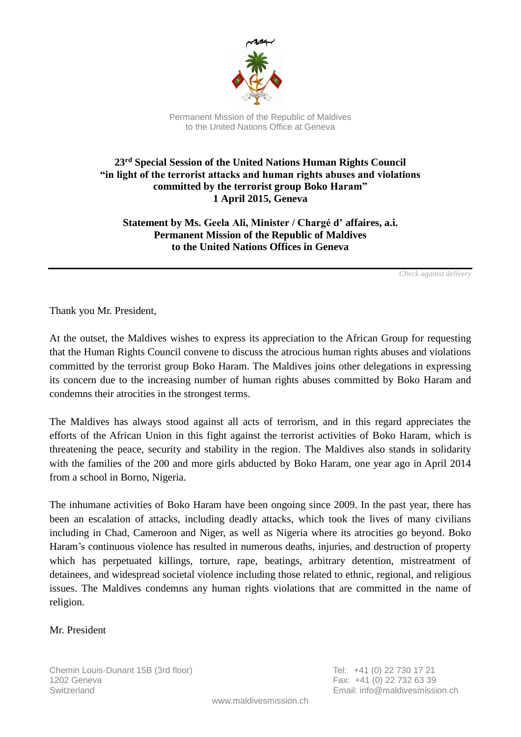Permanent Mission of the Republic of Maldives
to the United Nations Office at Geneva

**23rd Special Session of the United Nations Human Rights Council**
**"in light of the terrorist attacks and human rights abuses and violations committed by the terrorist group Boko Haram"**
**1 April 2015, Geneva**

**Statement by Ms. Geela Ali, Minister / Chargé d' affaires, a.i.**
**Permanent Mission of the Republic of Maldives**
**to the United Nations Offices in Geneva**

---

*Check against delivery*

Thank you Mr. President,

At the outset, the Maldives wishes to express its appreciation to the African Group for requesting that the Human Rights Council convene to discuss the atrocious human rights abuses and violations committed by the terrorist group Boko Haram. The Maldives joins other delegations in expressing its concern due to the increasing number of human rights abuses committed by Boko Haram and condemns their atrocities in the strongest terms.

The Maldives has always stood against all acts of terrorism, and in this regard appreciates the efforts of the African Union in this fight against the terrorist activities of Boko Haram, which is threatening the peace, security and stability in the region. The Maldives also stands in solidarity with the families of the 200 and more girls abducted by Boko Haram, one year ago in April 2014 from a school in Borno, Nigeria.

The inhumane activities of Boko Haram have been ongoing since 2009. In the past year, there has been an escalation of attacks, including deadly attacks, which took the lives of many civilians including in Chad, Cameroon and Niger, as well as Nigeria where its atrocities go beyond. Boko Haram's continuous violence has resulted in numerous deaths, injuries, and destruction of property which has perpetuated killings, torture, rape, beatings, arbitrary detention, mistreatment of detainees, and widespread societal violence including those related to ethnic, regional, and religious issues. The Maldives condemns any human rights violations that are committed in the name of religion.

Mr. President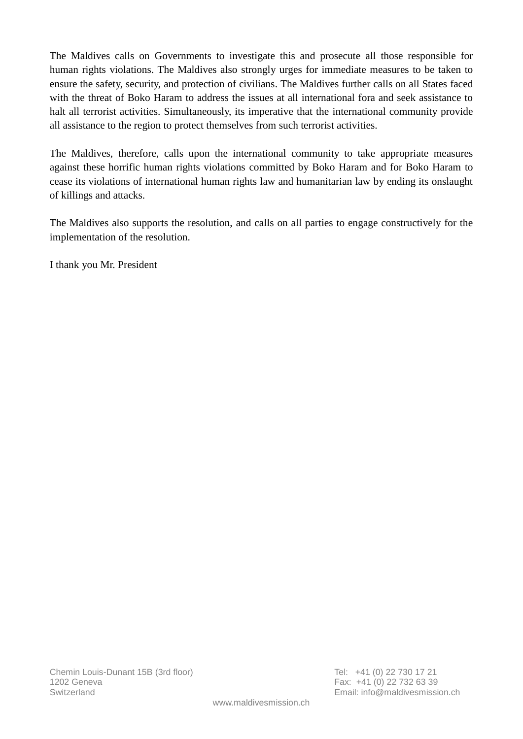The Maldives calls on Governments to investigate this and prosecute all those responsible for human rights violations. The Maldives also strongly urges for immediate measures to be taken to ensure the safety, security, and protection of civilians. The Maldives further calls on all States faced with the threat of Boko Haram to address the issues at all international fora and seek assistance to halt all terrorist activities. Simultaneously, its imperative that the international community provide all assistance to the region to protect themselves from such terrorist activities.

The Maldives, therefore, calls upon the international community to take appropriate measures against these horrific human rights violations committed by Boko Haram and for Boko Haram to cease its violations of international human rights law and humanitarian law by ending its onslaught of killings and attacks.

The Maldives also supports the resolution, and calls on all parties to engage constructively for the implementation of the resolution.

I thank you Mr. President